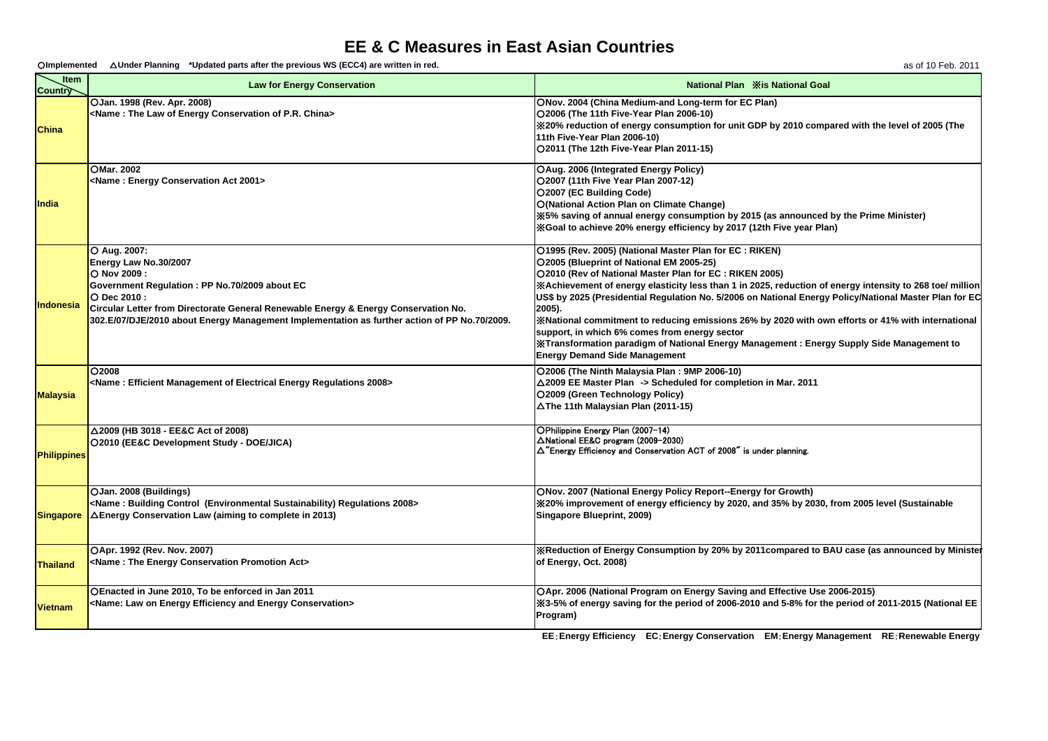# EE & C Measures in East Asian Countries

○Implemented　△Under Planning　*Updated parts after the previous WS (ECC4) are written in red.

as of 10 Feb. 2011

| Item / Country | Law for Energy Conservation | National Plan ※is National Goal |
|---|---|---|
| **China** | ○Jan. 1998 (Rev. Apr. 2008)<br><Name : The Law of Energy Conservation of P.R. China> | ○Nov. 2004 (China Medium-and Long-term for EC Plan)<br>○2006 (The 11th Five-Year Plan 2006-10)<br>※20% reduction of energy consumption for unit GDP by 2010 compared with the level of 2005 (The 11th Five-Year Plan 2006-10)<br>○2011 (The 12th Five-Year Plan 2011-15) |
| **India** | ○Mar. 2002<br><Name : Energy Conservation Act 2001> | ○Aug. 2006 (Integrated Energy Policy)<br>○2007 (11th Five Year Plan 2007-12)<br>○2007 (EC Building Code)<br>○(National Action Plan on Climate Change)<br>※5% saving of annual energy consumption by 2015 (as announced by the Prime Minister)<br>※Goal to achieve 20% energy efficiency by 2017 (12th Five year Plan) |
| **Indonesia** | ○ Aug. 2007:<br>Energy Law No.30/2007<br>○ Nov 2009 :<br>Government Regulation : PP No.70/2009 about EC<br>○ Dec 2010 :<br>Circular Letter from Directorate General Renewable Energy & Energy Conservation No. 302.E/07/DJE/2010 about Energy Management Implementation as further action of PP No.70/2009. | ○1995 (Rev. 2005) (National Master Plan for EC : RIKEN)<br>○2005 (Blueprint of National EM 2005-25)<br>○2010 (Rev of National Master Plan for EC : RIKEN 2005)<br>※Achievement of energy elasticity less than 1 in 2025, reduction of energy intensity to 268 toe/ million US$ by 2025 (Presidential Regulation No. 5/2006 on National Energy Policy/National Master Plan for EC 2005).<br>※National commitment to reducing emissions 26% by 2020 with own efforts or 41% with international support, in which 6% comes from energy sector<br>※Transformation paradigm of National Energy Management : Energy Supply Side Management to Energy Demand Side Management |
| **Malaysia** | ○2008<br><Name : Efficient Management of Electrical Energy Regulations 2008> | ○2006 (The Ninth Malaysia Plan : 9MP 2006-10)<br>△2009 EE Master Plan -> Scheduled for completion in Mar. 2011<br>○2009 (Green Technology Policy)<br>△The 11th Malaysian Plan (2011-15) |
| **Philippines** | △2009 (HB 3018 - EE&C Act of 2008)<br>○2010 (EE&C Development Study - DOE/JICA) | ○Philippine Energy Plan (2007-14)<br>△National EE&C program (2009-2030)<br>△"Energy Efficiency and Conservation ACT of 2008" is under planning. |
| **Singapore** | ○Jan. 2008 (Buildings)<br><Name : Building Control (Environmental Sustainability) Regulations 2008><br>△Energy Conservation Law (aiming to complete in 2013) | ○Nov. 2007 (National Energy Policy Report--Energy for Growth)<br>※20% improvement of energy efficiency by 2020, and 35% by 2030, from 2005 level (Sustainable Singapore Blueprint, 2009) |
| **Thailand** | ○Apr. 1992 (Rev. Nov. 2007)<br><Name : The Energy Conservation Promotion Act> | ※Reduction of Energy Consumption by 20% by 2011compared to BAU case (as announced by Minister of Energy, Oct. 2008) |
| **Vietnam** | ○Enacted in June 2010, To be enforced in Jan 2011<br><Name: Law on Energy Efficiency and Energy Conservation> | ○Apr. 2006 (National Program on Energy Saving and Effective Use 2006-2015)<br>※3-5% of energy saving for the period of 2006-2010 and 5-8% for the period of 2011-2015 (National EE Program) |

EE：Energy Efficiency　EC：Energy Conservation　EM：Energy Management　RE：Renewable Energy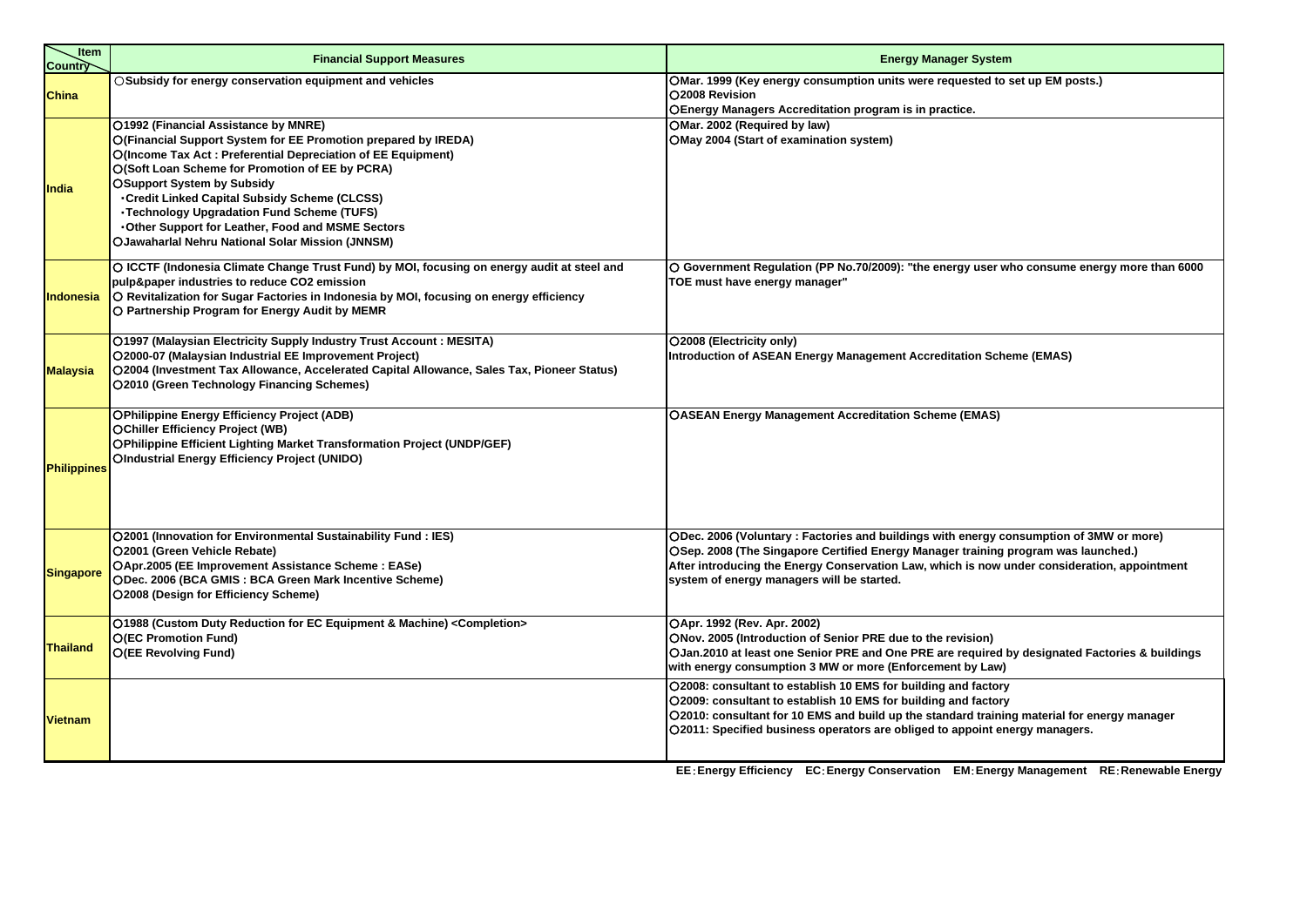| Item / Country | Financial Support Measures | Energy Manager System |
|---|---|---|
| **China** | ○Subsidy for energy conservation equipment and vehicles | ○Mar. 1999 (Key energy consumption units were requested to set up EM posts.)<br>○2008 Revision<br>○Energy Managers Accreditation program is in practice. |
| **India** | ○1992 (Financial Assistance by MNRE)<br>○(Financial Support System for EE Promotion prepared by IREDA)<br>○(Income Tax Act : Preferential Depreciation of EE Equipment)<br>○(Soft Loan Scheme for Promotion of EE by PCRA)<br>○Support System by Subsidy<br>・Credit Linked Capital Subsidy Scheme (CLCSS)<br>・Technology Upgradation Fund Scheme (TUFS)<br>・Other Support for Leather, Food and MSME Sectors<br>○Jawaharlal Nehru National Solar Mission (JNNSM) | ○Mar. 2002 (Required by law)<br>○May 2004 (Start of examination system) |
| **Indonesia** | ○ ICCTF (Indonesia Climate Change Trust Fund) by MOI, focusing on energy audit at steel and pulp&paper industries to reduce CO2 emission<br>○ Revitalization for Sugar Factories in Indonesia by MOI, focusing on energy efficiency<br>○ Partnership Program for Energy Audit by MEMR | ○ Government Regulation (PP No.70/2009): "the energy user who consume energy more than 6000 TOE must have energy manager" |
| **Malaysia** | ○1997 (Malaysian Electricity Supply Industry Trust Account : MESITA)<br>○2000-07 (Malaysian Industrial EE Improvement Project)<br>○2004 (Investment Tax Allowance, Accelerated Capital Allowance, Sales Tax, Pioneer Status)<br>○2010 (Green Technology Financing Schemes) | ○2008 (Electricity only)<br>Introduction of ASEAN Energy Management Accreditation Scheme (EMAS) |
| **Philippines** | ○Philippine Energy Efficiency Project (ADB)<br>○Chiller Efficiency Project (WB)<br>○Philippine Efficient Lighting Market Transformation Project (UNDP/GEF)<br>○Industrial Energy Efficiency Project (UNIDO) | ○ASEAN Energy Management Accreditation Scheme (EMAS) |
| **Singapore** | ○2001 (Innovation for Environmental Sustainability Fund : IES)<br>○2001 (Green Vehicle Rebate)<br>○Apr.2005 (EE Improvement Assistance Scheme : EASe)<br>○Dec. 2006 (BCA GMIS : BCA Green Mark Incentive Scheme)<br>○2008 (Design for Efficiency Scheme) | ○Dec. 2006 (Voluntary : Factories and buildings with energy consumption of 3MW or more)<br>○Sep. 2008 (The Singapore Certified Energy Manager training program was launched.)<br>After introducing the Energy Conservation Law, which is now under consideration, appointment system of energy managers will be started. |
| **Thailand** | ○1988 (Custom Duty Reduction for EC Equipment & Machine) <Completion><br>○(EC Promotion Fund)<br>○(EE Revolving Fund) | ○Apr. 1992 (Rev. Apr. 2002)<br>○Nov. 2005 (Introduction of Senior PRE due to the revision)<br>○Jan.2010 at least one Senior PRE and One PRE are required by designated Factories & buildings with energy consumption 3 MW or more (Enforcement by Law) |
| **Vietnam** | | ○2008: consultant to establish 10 EMS for building and factory<br>○2009: consultant to establish 10 EMS for building and factory<br>○2010: consultant for 10 EMS and build up the standard training material for energy manager<br>○2011: Specified business operators are obliged to appoint energy managers. |

EE：Energy Efficiency　EC：Energy Conservation　EM：Energy Management　RE：Renewable Energy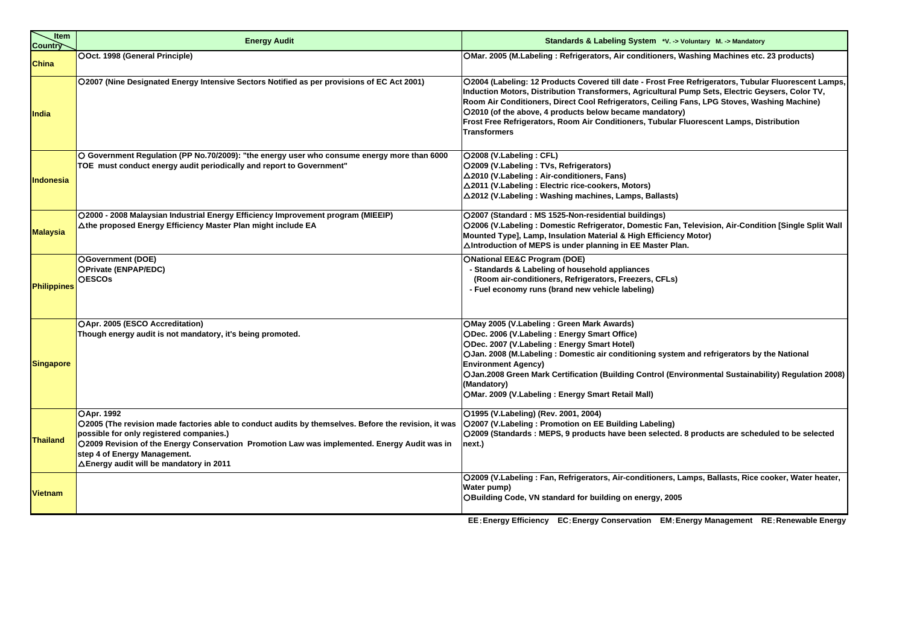| Item / Country | Energy Audit | Standards & Labeling System *V. -> Voluntary M. -> Mandatory |
|---|---|---|
| China | ○Oct. 1998 (General Principle) | ○Mar. 2005 (M.Labeling : Refrigerators, Air conditioners, Washing Machines etc. 23 products) |
| India | ○2007 (Nine Designated Energy Intensive Sectors Notified as per provisions of EC Act 2001) | ○2004 (Labeling: 12 Products Covered till date - Frost Free Refrigerators, Tubular Fluorescent Lamps, Induction Motors, Distribution Transformers, Agricultural Pump Sets, Electric Geysers, Color TV, Room Air Conditioners, Direct Cool Refrigerators, Ceiling Fans, LPG Stoves, Washing Machine)<br>○2010 (of the above, 4 products below became mandatory)<br>Frost Free Refrigerators, Room Air Conditioners, Tubular Fluorescent Lamps, Distribution Transformers |
| Indonesia | ○ Government Regulation (PP No.70/2009): "the energy user who consume energy more than 6000 TOE must conduct energy audit periodically and report to Government" | ○2008 (V.Labeling : CFL)<br>○2009 (V.Labeling : TVs, Refrigerators)<br>△2010 (V.Labeling : Air-conditioners, Fans)<br>△2011 (V.Labeling : Electric rice-cookers, Motors)<br>△2012 (V.Labeling : Washing machines, Lamps, Ballasts) |
| Malaysia | ○2000 - 2008 Malaysian Industrial Energy Efficiency Improvement program (MIEEIP)<br>△the proposed Energy Efficiency Master Plan might include EA | ○2007 (Standard : MS 1525-Non-residential buildings)<br>○2006 (V.Labeling : Domestic Refrigerator, Domestic Fan, Television, Air-Condition [Single Split Wall Mounted Type], Lamp, Insulation Material & High Efficiency Motor)<br>△Introduction of MEPS is under planning in EE Master Plan. |
| Philippines | ○Government (DOE)<br>○Private (ENPAP/EDC)<br>○ESCOs | ○National EE&C Program (DOE)<br>- Standards & Labeling of household appliances<br>(Room air-conditioners, Refrigerators, Freezers, CFLs)<br>- Fuel economy runs (brand new vehicle labeling) |
| Singapore | ○Apr. 2005 (ESCO Accreditation)<br>Though energy audit is not mandatory, it's being promoted. | ○May 2005 (V.Labeling : Green Mark Awards)<br>○Dec. 2006 (V.Labeling : Energy Smart Office)<br>○Dec. 2007 (V.Labeling : Energy Smart Hotel)<br>○Jan. 2008 (M.Labeling : Domestic air conditioning system and refrigerators by the National Environment Agency)<br>○Jan.2008 Green Mark Certification (Building Control (Environmental Sustainability) Regulation 2008) (Mandatory)<br>○Mar. 2009 (V.Labeling : Energy Smart Retail Mall) |
| Thailand | ○Apr. 1992<br>○2005 (The revision made factories able to conduct audits by themselves. Before the revision, it was possible for only registered companies.)<br>○2009 Revision of the Energy Conservation Promotion Law was implemented. Energy Audit was in step 4 of Energy Management.<br>△Energy audit will be mandatory in 2011 | ○1995 (V.Labeling) (Rev. 2001, 2004)<br>○2007 (V.Labeling : Promotion on EE Building Labeling)<br>○2009 (Standards : MEPS, 9 products have been selected. 8 products are scheduled to be selected next.) |
| Vietnam | | ○2009 (V.Labeling : Fan, Refrigerators, Air-conditioners, Lamps, Ballasts, Rice cooker, Water heater, Water pump)<br>○Building Code, VN standard for building on energy, 2005 |

EE：Energy Efficiency EC：Energy Conservation EM：Energy Management RE：Renewable Energy